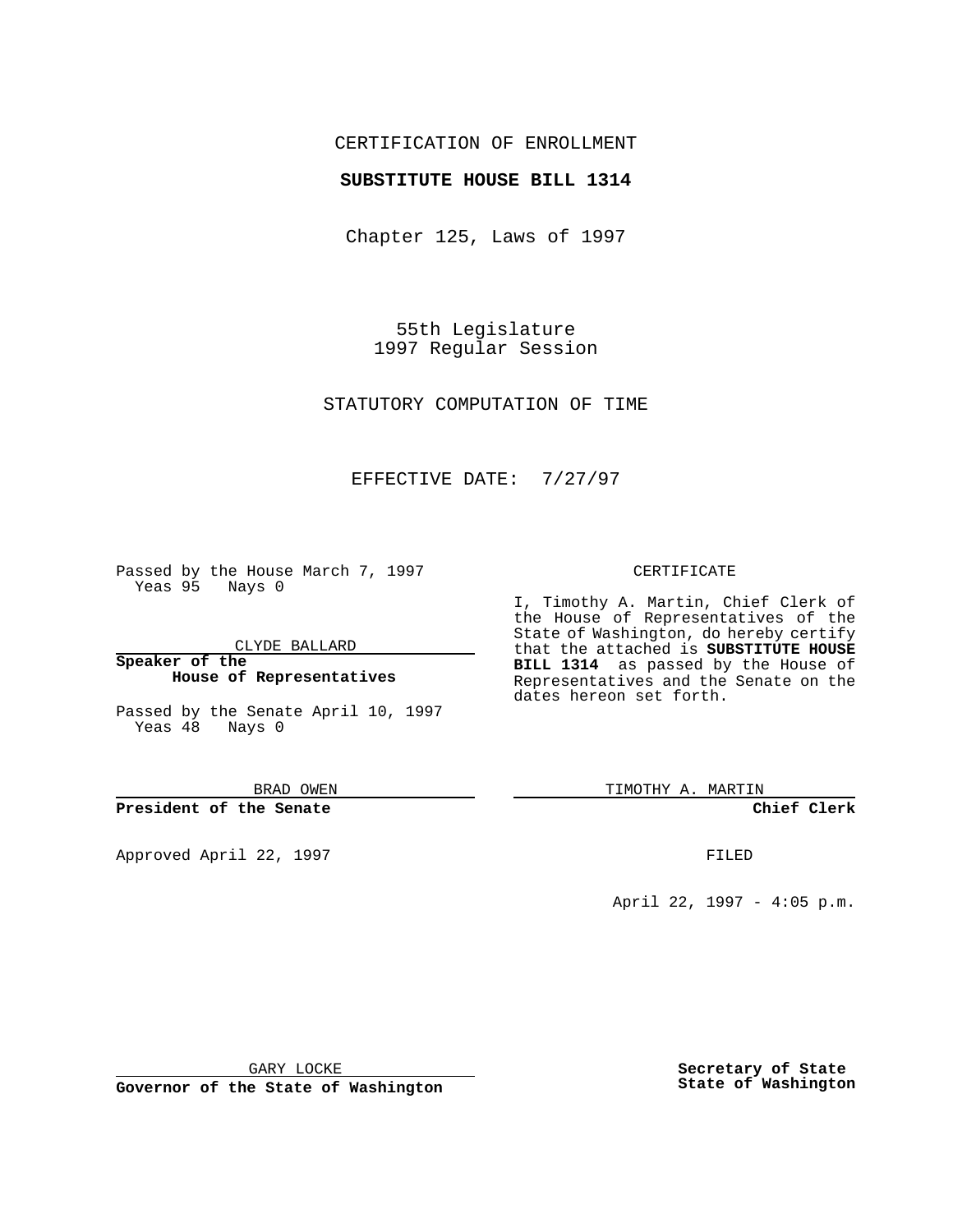CERTIFICATION OF ENROLLMENT

**SUBSTITUTE HOUSE BILL 1314**

Chapter 125, Laws of 1997

55th Legislature
1997 Regular Session

STATUTORY COMPUTATION OF TIME

EFFECTIVE DATE: 7/27/97

Passed by the House March 7, 1997
Yeas 95 Nays 0

CLYDE BALLARD

**Speaker of the House of Representatives**

Passed by the Senate April 10, 1997
Yeas 48 Nays 0

BRAD OWEN

**President of the Senate**

Approved April 22, 1997

GARY LOCKE

**Governor of the State of Washington**

CERTIFICATE

I, Timothy A. Martin, Chief Clerk of the House of Representatives of the State of Washington, do hereby certify that the attached is **SUBSTITUTE HOUSE BILL 1314** as passed by the House of Representatives and the Senate on the dates hereon set forth.

TIMOTHY A. MARTIN

**Chief Clerk**

FILED

April 22, 1997 - 4:05 p.m.

**Secretary of State State of Washington**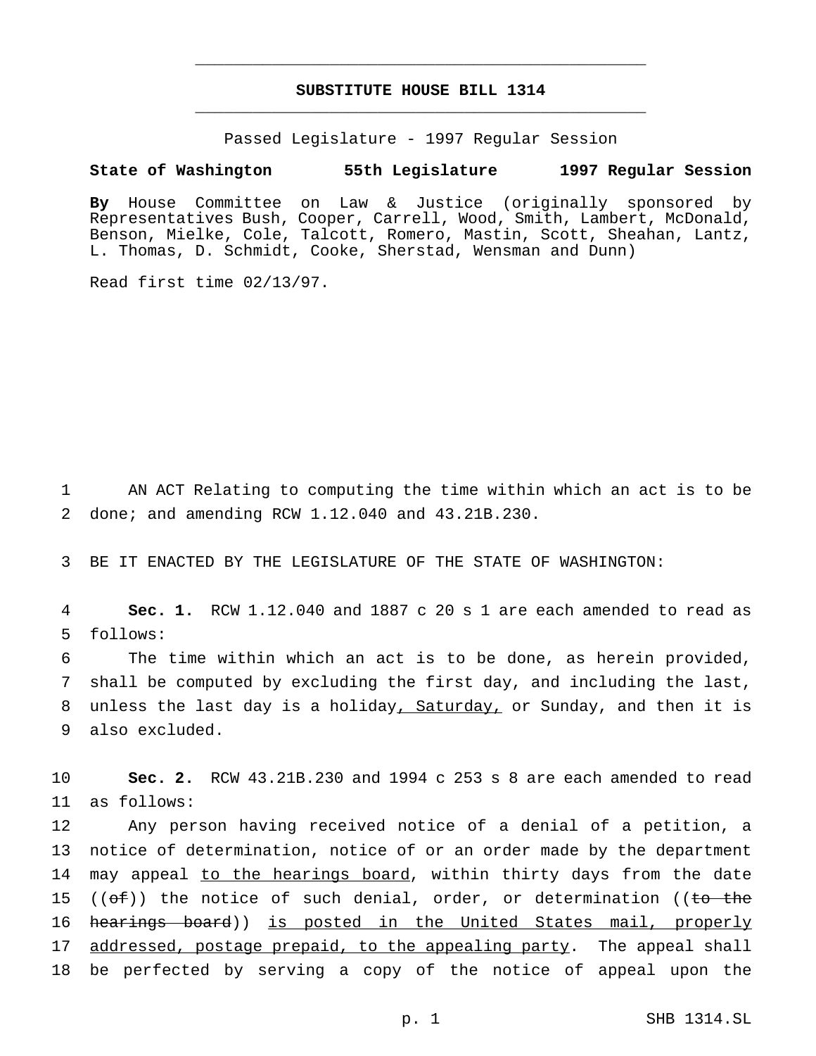# SUBSTITUTE HOUSE BILL 1314

Passed Legislature - 1997 Regular Session

**State of Washington 55th Legislature 1997 Regular Session**

**By** House Committee on Law & Justice (originally sponsored by Representatives Bush, Cooper, Carrell, Wood, Smith, Lambert, McDonald, Benson, Mielke, Cole, Talcott, Romero, Mastin, Scott, Sheahan, Lantz, L. Thomas, D. Schmidt, Cooke, Sherstad, Wensman and Dunn)

Read first time 02/13/97.

1 AN ACT Relating to computing the time within which an act is to be
2 done; and amending RCW 1.12.040 and 43.21B.230.

3 BE IT ENACTED BY THE LEGISLATURE OF THE STATE OF WASHINGTON:

4 **Sec. 1.** RCW 1.12.040 and 1887 c 20 s 1 are each amended to read as
5 follows:

6 The time within which an act is to be done, as herein provided,
7 shall be computed by excluding the first day, and including the last,
8 unless the last day is a holiday<u>, Saturday,</u> or Sunday, and then it is
9 also excluded.

10 **Sec. 2.** RCW 43.21B.230 and 1994 c 253 s 8 are each amended to read
11 as follows:

12 Any person having received notice of a denial of a petition, a
13 notice of determination, notice of or an order made by the department
14 may appeal <u>to the hearings board</u>, within thirty days from the date
15 ((~~of~~)) the notice of such denial, order, or determination ((~~to the~~
16 ~~hearings board~~)) <u>is posted in the United States mail, properly</u>
17 <u>addressed, postage prepaid, to the appealing party</u>. The appeal shall
18 be perfected by serving a copy of the notice of appeal upon the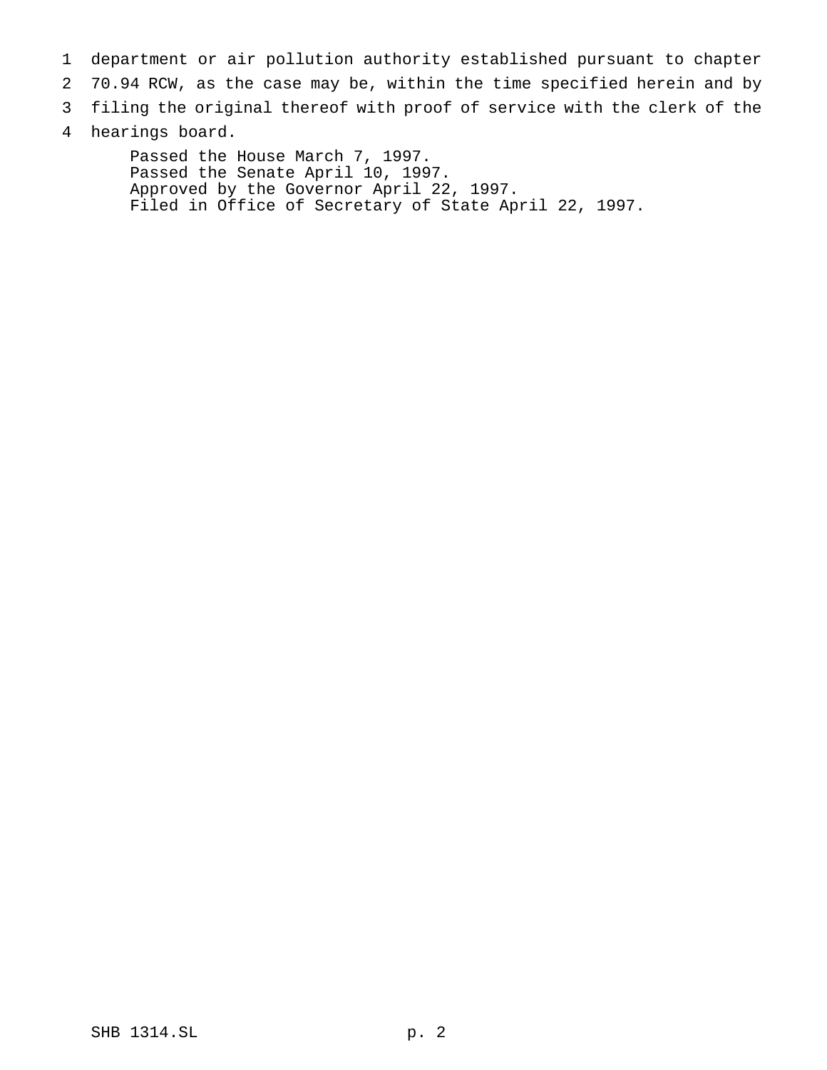department or air pollution authority established pursuant to chapter 70.94 RCW, as the case may be, within the time specified herein and by filing the original thereof with proof of service with the clerk of the hearings board.

Passed the House March 7, 1997.
Passed the Senate April 10, 1997.
Approved by the Governor April 22, 1997.
Filed in Office of Secretary of State April 22, 1997.